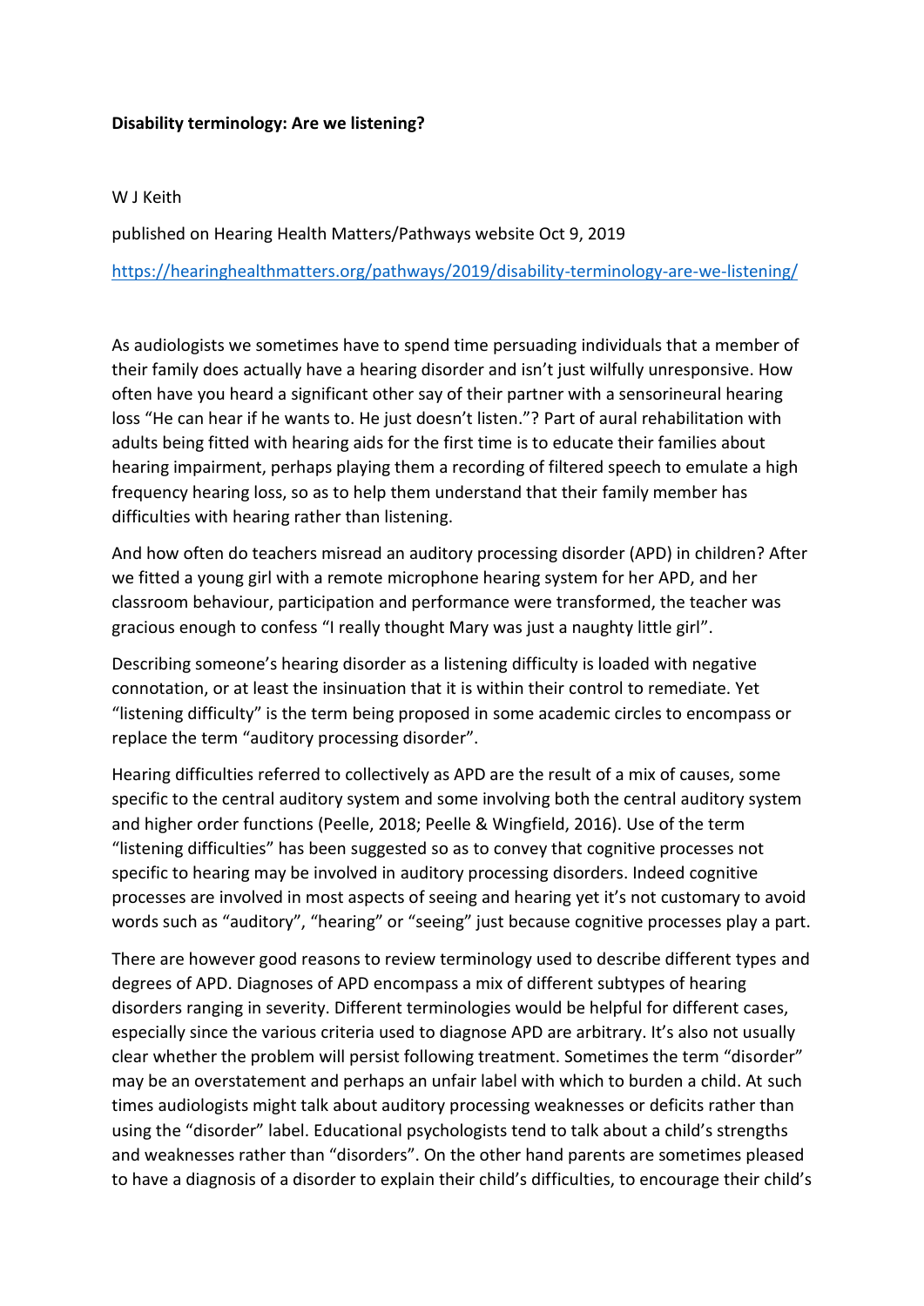**Disability terminology: Are we listening?**

W J Keith

published on Hearing Health Matters/Pathways website Oct 9, 2019

https://hearinghealthmatters.org/pathways/2019/disability-terminology-are-we-listening/

As audiologists we sometimes have to spend time persuading individuals that a member of their family does actually have a hearing disorder and isn't just wilfully unresponsive. How often have you heard a significant other say of their partner with a sensorineural hearing loss "He can hear if he wants to. He just doesn't listen."? Part of aural rehabilitation with adults being fitted with hearing aids for the first time is to educate their families about hearing impairment, perhaps playing them a recording of filtered speech to emulate a high frequency hearing loss, so as to help them understand that their family member has difficulties with hearing rather than listening.

And how often do teachers misread an auditory processing disorder (APD) in children? After we fitted a young girl with a remote microphone hearing system for her APD, and her classroom behaviour, participation and performance were transformed, the teacher was gracious enough to confess "I really thought Mary was just a naughty little girl".

Describing someone's hearing disorder as a listening difficulty is loaded with negative connotation, or at least the insinuation that it is within their control to remediate. Yet "listening difficulty" is the term being proposed in some academic circles to encompass or replace the term "auditory processing disorder".

Hearing difficulties referred to collectively as APD are the result of a mix of causes, some specific to the central auditory system and some involving both the central auditory system and higher order functions (Peelle, 2018; Peelle & Wingfield, 2016). Use of the term "listening difficulties" has been suggested so as to convey that cognitive processes not specific to hearing may be involved in auditory processing disorders. Indeed cognitive processes are involved in most aspects of seeing and hearing yet it's not customary to avoid words such as "auditory", "hearing" or "seeing" just because cognitive processes play a part.

There are however good reasons to review terminology used to describe different types and degrees of APD. Diagnoses of APD encompass a mix of different subtypes of hearing disorders ranging in severity. Different terminologies would be helpful for different cases, especially since the various criteria used to diagnose APD are arbitrary. It's also not usually clear whether the problem will persist following treatment. Sometimes the term "disorder" may be an overstatement and perhaps an unfair label with which to burden a child. At such times audiologists might talk about auditory processing weaknesses or deficits rather than using the "disorder" label. Educational psychologists tend to talk about a child's strengths and weaknesses rather than "disorders". On the other hand parents are sometimes pleased to have a diagnosis of a disorder to explain their child's difficulties, to encourage their child's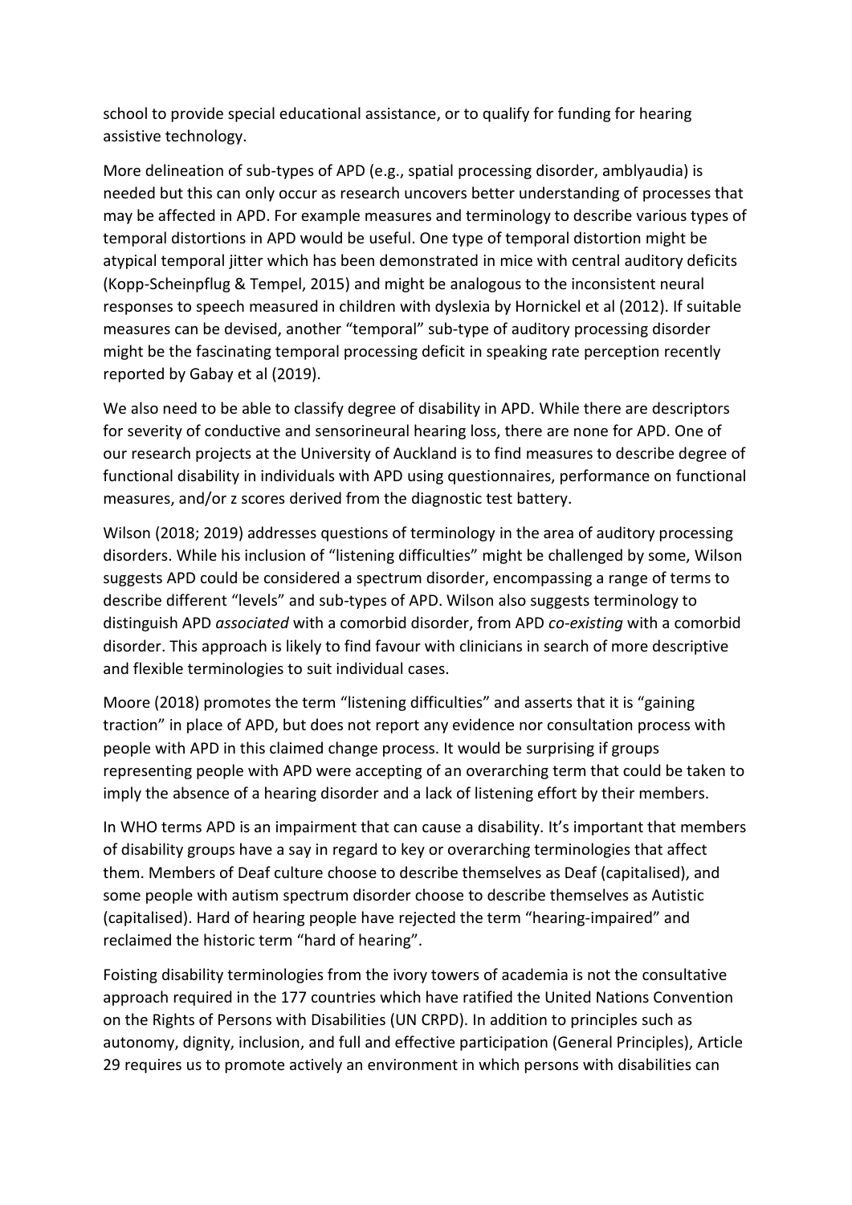school to provide special educational assistance, or to qualify for funding for hearing assistive technology.

More delineation of sub-types of APD (e.g., spatial processing disorder, amblyaudia) is needed but this can only occur as research uncovers better understanding of processes that may be affected in APD. For example measures and terminology to describe various types of temporal distortions in APD would be useful. One type of temporal distortion might be atypical temporal jitter which has been demonstrated in mice with central auditory deficits (Kopp-Scheinpflug & Tempel, 2015) and might be analogous to the inconsistent neural responses to speech measured in children with dyslexia by Hornickel et al (2012). If suitable measures can be devised, another "temporal" sub-type of auditory processing disorder might be the fascinating temporal processing deficit in speaking rate perception recently reported by Gabay et al (2019).

We also need to be able to classify degree of disability in APD. While there are descriptors for severity of conductive and sensorineural hearing loss, there are none for APD. One of our research projects at the University of Auckland is to find measures to describe degree of functional disability in individuals with APD using questionnaires, performance on functional measures, and/or z scores derived from the diagnostic test battery.

Wilson (2018; 2019) addresses questions of terminology in the area of auditory processing disorders. While his inclusion of "listening difficulties" might be challenged by some, Wilson suggests APD could be considered a spectrum disorder, encompassing a range of terms to describe different "levels" and sub-types of APD. Wilson also suggests terminology to distinguish APD *associated* with a comorbid disorder, from APD *co-existing* with a comorbid disorder. This approach is likely to find favour with clinicians in search of more descriptive and flexible terminologies to suit individual cases.

Moore (2018) promotes the term "listening difficulties" and asserts that it is "gaining traction" in place of APD, but does not report any evidence nor consultation process with people with APD in this claimed change process. It would be surprising if groups representing people with APD were accepting of an overarching term that could be taken to imply the absence of a hearing disorder and a lack of listening effort by their members.

In WHO terms APD is an impairment that can cause a disability. It's important that members of disability groups have a say in regard to key or overarching terminologies that affect them. Members of Deaf culture choose to describe themselves as Deaf (capitalised), and some people with autism spectrum disorder choose to describe themselves as Autistic (capitalised). Hard of hearing people have rejected the term "hearing-impaired" and reclaimed the historic term "hard of hearing".

Foisting disability terminologies from the ivory towers of academia is not the consultative approach required in the 177 countries which have ratified the United Nations Convention on the Rights of Persons with Disabilities (UN CRPD). In addition to principles such as autonomy, dignity, inclusion, and full and effective participation (General Principles), Article 29 requires us to promote actively an environment in which persons with disabilities can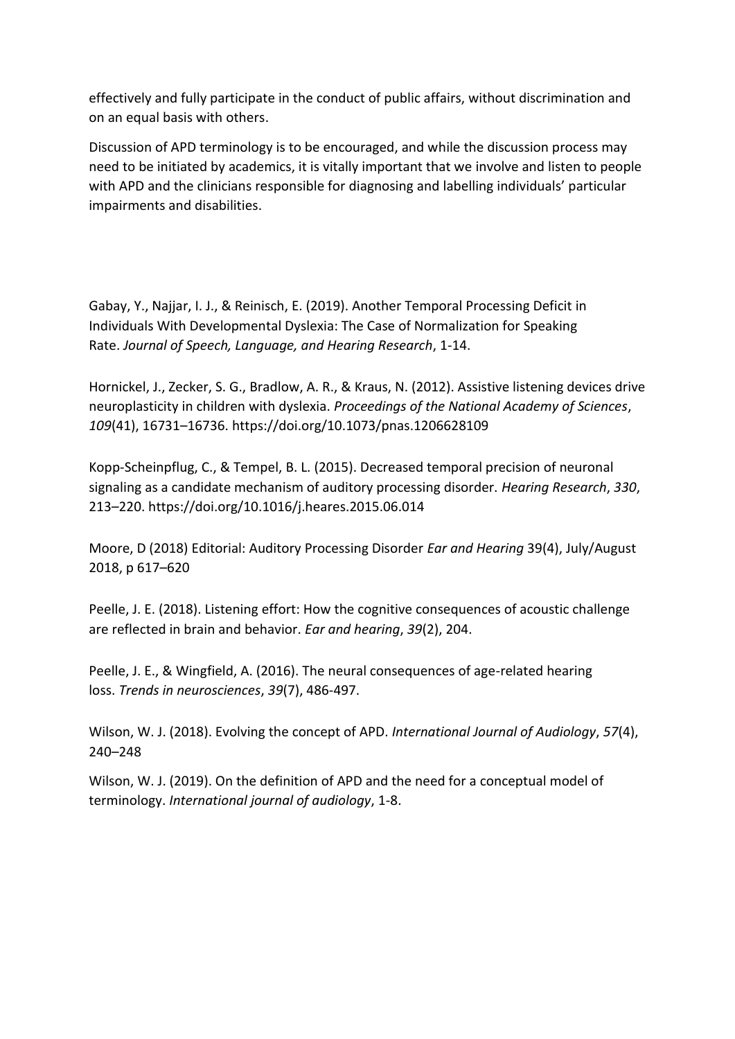effectively and fully participate in the conduct of public affairs, without discrimination and on an equal basis with others.

Discussion of APD terminology is to be encouraged, and while the discussion process may need to be initiated by academics, it is vitally important that we involve and listen to people with APD and the clinicians responsible for diagnosing and labelling individuals' particular impairments and disabilities.

Gabay, Y., Najjar, I. J., & Reinisch, E. (2019). Another Temporal Processing Deficit in Individuals With Developmental Dyslexia: The Case of Normalization for Speaking Rate. *Journal of Speech, Language, and Hearing Research*, 1-14.

Hornickel, J., Zecker, S. G., Bradlow, A. R., & Kraus, N. (2012). Assistive listening devices drive neuroplasticity in children with dyslexia. *Proceedings of the National Academy of Sciences*, *109*(41), 16731–16736. https://doi.org/10.1073/pnas.1206628109

Kopp-Scheinpflug, C., & Tempel, B. L. (2015). Decreased temporal precision of neuronal signaling as a candidate mechanism of auditory processing disorder. *Hearing Research*, *330*, 213–220. https://doi.org/10.1016/j.heares.2015.06.014

Moore, D (2018) Editorial: Auditory Processing Disorder *Ear and Hearing* 39(4), July/August 2018, p 617–620

Peelle, J. E. (2018). Listening effort: How the cognitive consequences of acoustic challenge are reflected in brain and behavior. *Ear and hearing*, *39*(2), 204.

Peelle, J. E., & Wingfield, A. (2016). The neural consequences of age-related hearing loss. *Trends in neurosciences*, *39*(7), 486-497.

Wilson, W. J. (2018). Evolving the concept of APD. *International Journal of Audiology*, *57*(4), 240–248

Wilson, W. J. (2019). On the definition of APD and the need for a conceptual model of terminology. *International journal of audiology*, 1-8.